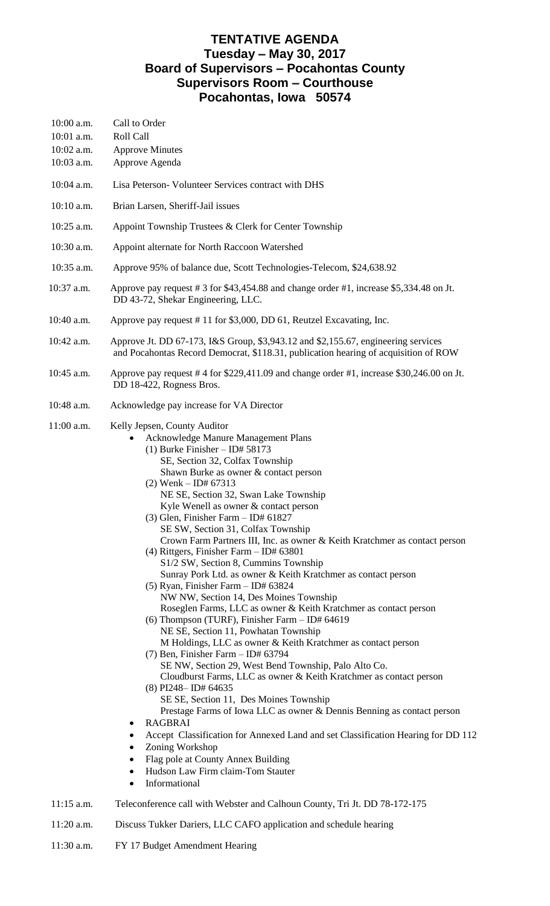# TENTATIVE AGENDA
## Tuesday – May 30, 2017
## Board of Supervisors – Pocahontas County
## Supervisors Room – Courthouse
## Pocahontas, Iowa 50574

10:00 a.m. Call to Order

10:01 a.m. Roll Call

10:02 a.m. Approve Minutes

10:03 a.m. Approve Agenda

10:04 a.m. Lisa Peterson- Volunteer Services contract with DHS

10:10 a.m. Brian Larsen, Sheriff-Jail issues

10:25 a.m. Appoint Township Trustees & Clerk for Center Township

10:30 a.m. Appoint alternate for North Raccoon Watershed

10:35 a.m. Approve 95% of balance due, Scott Technologies-Telecom, $24,638.92

10:37 a.m. Approve pay request # 3 for $43,454.88 and change order #1, increase $5,334.48 on Jt. DD 43-72, Shekar Engineering, LLC.

10:40 a.m. Approve pay request # 11 for $3,000, DD 61, Reutzel Excavating, Inc.

10:42 a.m. Approve Jt. DD 67-173, I&S Group, $3,943.12 and $2,155.67, engineering services and Pocahontas Record Democrat, $118.31, publication hearing of acquisition of ROW

10:45 a.m. Approve pay request # 4 for $229,411.09 and change order #1, increase $30,246.00 on Jt. DD 18-422, Rogness Bros.

10:48 a.m. Acknowledge pay increase for VA Director

11:00 a.m. Kelly Jepsen, County Auditor

- Acknowledge Manure Management Plans
  - (1) Burke Finisher – ID# 58173
    SE, Section 32, Colfax Township
    Shawn Burke as owner & contact person
  - (2) Wenk – ID# 67313
    NE SE, Section 32, Swan Lake Township
    Kyle Wenell as owner & contact person
  - (3) Glen, Finisher Farm – ID# 61827
    SE SW, Section 31, Colfax Township
    Crown Farm Partners III, Inc. as owner & Keith Kratchmer as contact person
  - (4) Rittgers, Finisher Farm – ID# 63801
    S1/2 SW, Section 8, Cummins Township
    Sunray Pork Ltd. as owner & Keith Kratchmer as contact person
  - (5) Ryan, Finisher Farm – ID# 63824
    NW NW, Section 14, Des Moines Township
    Roseglen Farms, LLC as owner & Keith Kratchmer as contact person
  - (6) Thompson (TURF), Finisher Farm – ID# 64619
    NE SE, Section 11, Powhatan Township
    M Holdings, LLC as owner & Keith Kratchmer as contact person
  - (7) Ben, Finisher Farm – ID# 63794
    SE NW, Section 29, West Bend Township, Palo Alto Co.
    Cloudburst Farms, LLC as owner & Keith Kratchmer as contact person
  - (8) PI248– ID# 64635
    SE SE, Section 11, Des Moines Township
    Prestage Farms of Iowa LLC as owner & Dennis Benning as contact person
- RAGBRAI
- Accept Classification for Annexed Land and set Classification Hearing for DD 112
- Zoning Workshop
- Flag pole at County Annex Building
- Hudson Law Firm claim-Tom Stauter
- Informational

11:15 a.m. Teleconference call with Webster and Calhoun County, Tri Jt. DD 78-172-175

11:20 a.m. Discuss Tukker Dariers, LLC CAFO application and schedule hearing

11:30 a.m. FY 17 Budget Amendment Hearing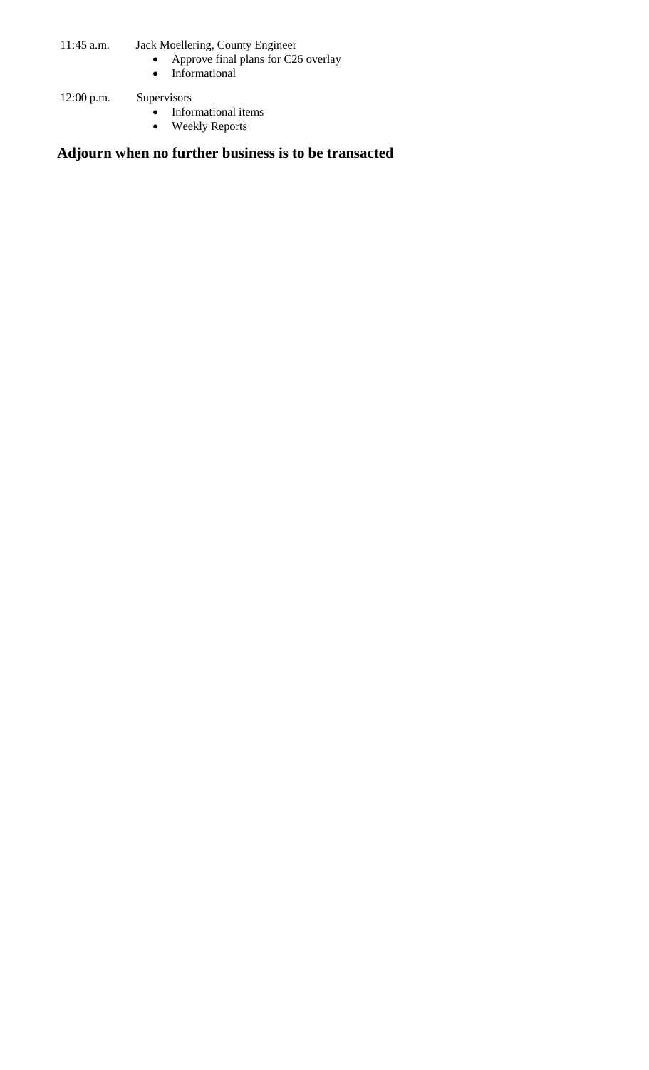11:45 a.m. Jack Moellering, County Engineer

- Approve final plans for C26 overlay
- Informational

12:00 p.m. Supervisors

- Informational items
- Weekly Reports

**Adjourn when no further business is to be transacted**